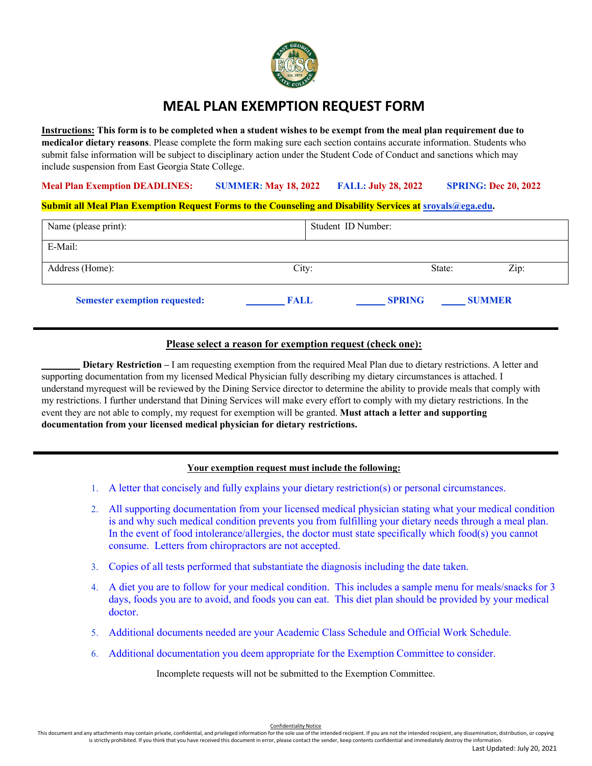# MEAL PLAN EXEMPTION REQUEST FORM

**Instructions: This form is to be completed when a student wishes to be exempt from the meal plan requirement due to medicalor dietary reasons**. Please complete the form making sure each section contains accurate information. Students who submit false information will be subject to disciplinary action under the Student Code of Conduct and sanctions which may include suspension from East Georgia State College.

**Meal Plan Exemption DEADLINES: SUMMER: May 18, 2022 FALL: July 28, 2022 SPRING: Dec 20, 2022**

**Submit all Meal Plan Exemption Request Forms to the Counseling and Disability Services at sroyals@ega.edu.**

| Name (please print): | | Student ID Number: | |
|---|---|---|---|
| E-Mail: | | | |
| Address (Home): | City: | State: | Zip: |

**Semester exemption requested:** ________ **FALL** ______ **SPRING** _____ **SUMMER**

---

**Please select a reason for exemption request (check one):**

________ **Dietary Restriction –** I am requesting exemption from the required Meal Plan due to dietary restrictions. A letter and supporting documentation from my licensed Medical Physician fully describing my dietary circumstances is attached. I understand myrequest will be reviewed by the Dining Service director to determine the ability to provide meals that comply with my restrictions. I further understand that Dining Services will make every effort to comply with my dietary restrictions. In the event they are not able to comply, my request for exemption will be granted. **Must attach a letter and supporting documentation from your licensed medical physician for dietary restrictions.**

---

**Your exemption request must include the following:**

1. A letter that concisely and fully explains your dietary restriction(s) or personal circumstances.
2. All supporting documentation from your licensed medical physician stating what your medical condition is and why such medical condition prevents you from fulfilling your dietary needs through a meal plan. In the event of food intolerance/allergies, the doctor must state specifically which food(s) you cannot consume. Letters from chiropractors are not accepted.
3. Copies of all tests performed that substantiate the diagnosis including the date taken.
4. A diet you are to follow for your medical condition. This includes a sample menu for meals/snacks for 3 days, foods you are to avoid, and foods you can eat. This diet plan should be provided by your medical doctor.
5. Additional documents needed are your Academic Class Schedule and Official Work Schedule.
6. Additional documentation you deem appropriate for the Exemption Committee to consider.

Incomplete requests will not be submitted to the Exemption Committee.

Confidentiality Notice

This document and any attachments may contain private, confidential, and privileged information for the sole use of the intended recipient. If you are not the intended recipient, any dissemination, distribution, or copying is strictly prohibited. If you think that you have received this document in error, please contact the sender, keep contents confidential and immediately destroy the information.

Last Updated: July 20, 2021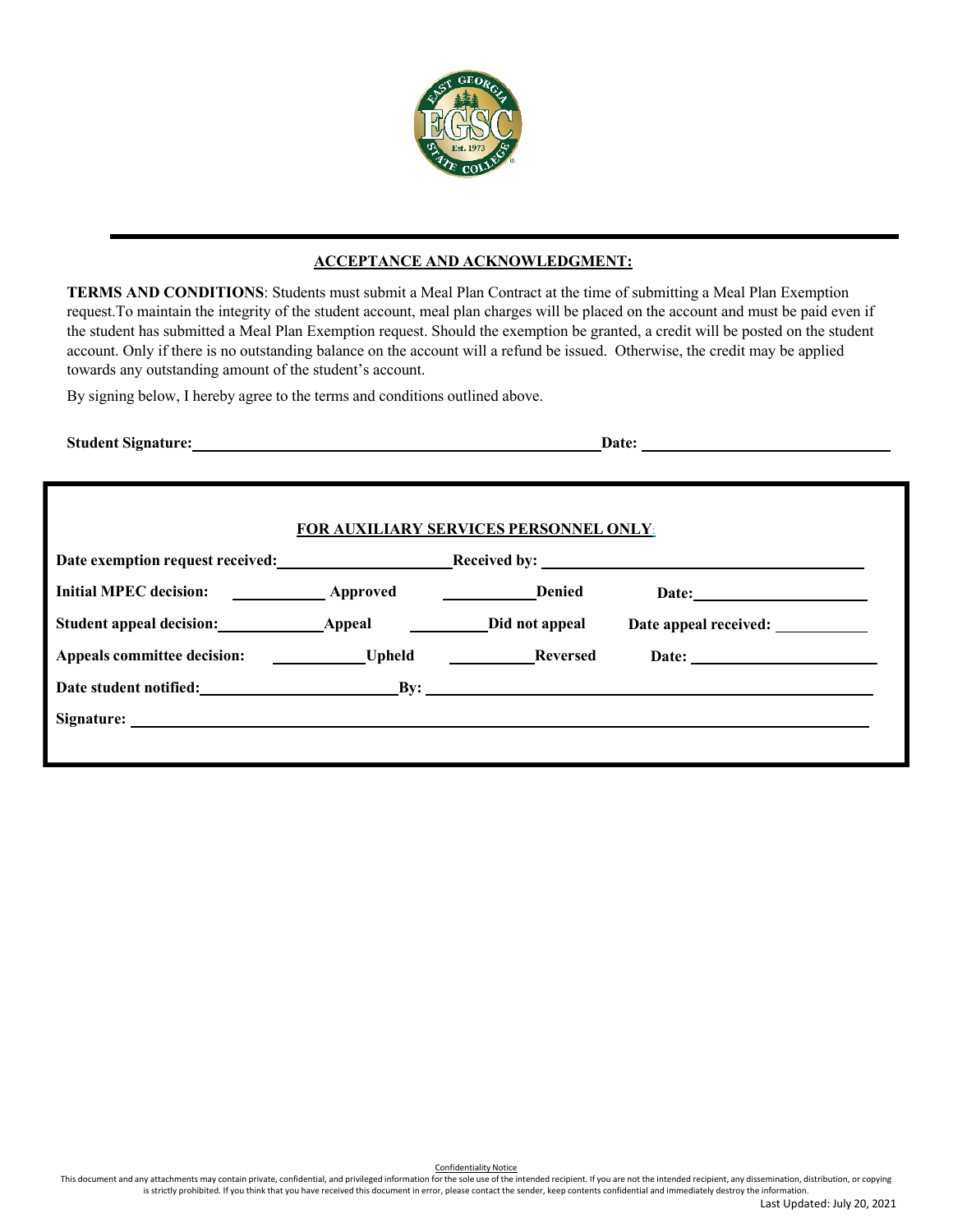## ACCEPTANCE AND ACKNOWLEDGMENT:

**TERMS AND CONDITIONS**: Students must submit a Meal Plan Contract at the time of submitting a Meal Plan Exemption request.To maintain the integrity of the student account, meal plan charges will be placed on the account and must be paid even if the student has submitted a Meal Plan Exemption request. Should the exemption be granted, a credit will be posted on the student account. Only if there is no outstanding balance on the account will a refund be issued. Otherwise, the credit may be applied towards any outstanding amount of the student's account.

By signing below, I hereby agree to the terms and conditions outlined above.

**Student Signature:** ______________________________ **Date:** ____________________

### FOR AUXILIARY SERVICES PERSONNEL ONLY:

**Date exemption request received:** ______________ **Received by:** ______________________

**Initial MPEC decision:** ________ **Approved** ________ **Denied** **Date:** ______________

**Student appeal decision:** ________ **Appeal** ________ **Did not appeal** **Date appeal received:** ________

**Appeals committee decision:** ________ **Upheld** ________ **Reversed** **Date:** ______________

**Date student notified:** ______________ **By:** ______________________________

**Signature:** ______________________________________________

Confidentiality Notice
This document and any attachments may contain private, confidential, and privileged information for the sole use of the intended recipient. If you are not the intended recipient, any dissemination, distribution, or copying is strictly prohibited. If you think that you have received this document in error, please contact the sender, keep contents confidential and immediately destroy the information.

Last Updated: July 20, 2021